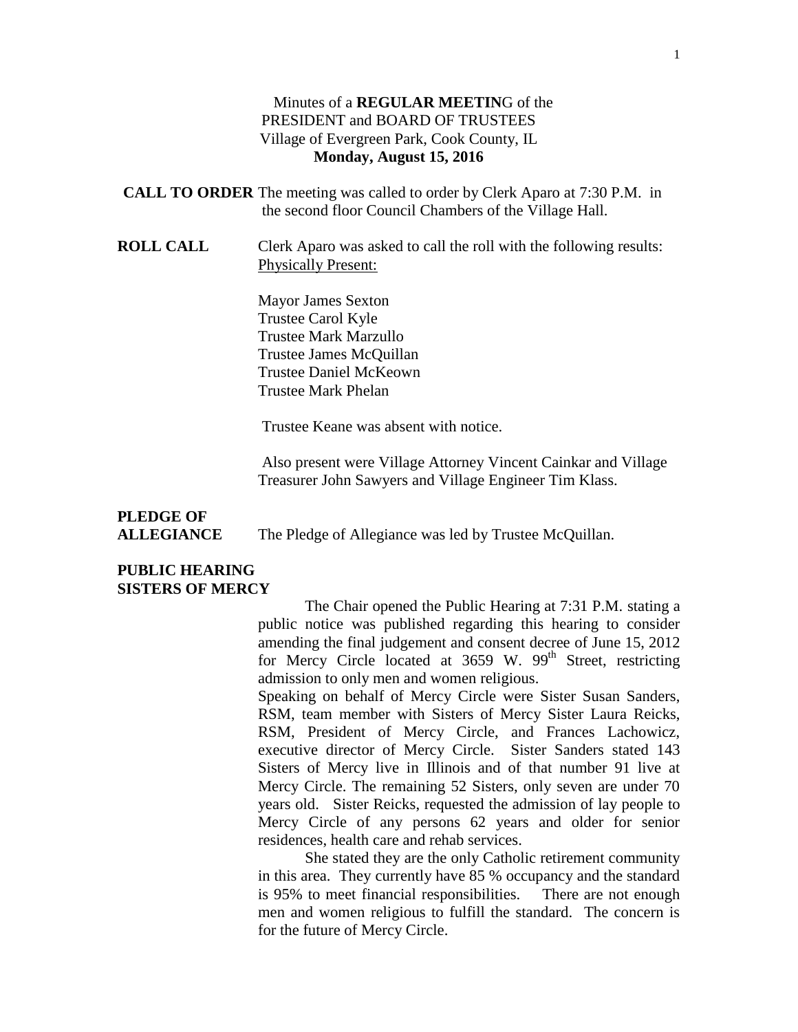Minutes of a **REGULAR MEETIN**G of the
PRESIDENT and BOARD OF TRUSTEES
Village of Evergreen Park, Cook County, IL
**Monday, August 15, 2016**

**CALL TO ORDER** The meeting was called to order by Clerk Aparo at 7:30 P.M. in the second floor Council Chambers of the Village Hall.

**ROLL CALL** Clerk Aparo was asked to call the roll with the following results:
Physically Present:

Mayor James Sexton
Trustee Carol Kyle
Trustee Mark Marzullo
Trustee James McQuillan
Trustee Daniel McKeown
Trustee Mark Phelan

Trustee Keane was absent with notice.

Also present were Village Attorney Vincent Cainkar and Village Treasurer John Sawyers and Village Engineer Tim Klass.

**PLEDGE OF ALLEGIANCE** The Pledge of Allegiance was led by Trustee McQuillan.

**PUBLIC HEARING SISTERS OF MERCY**

The Chair opened the Public Hearing at 7:31 P.M. stating a public notice was published regarding this hearing to consider amending the final judgement and consent decree of June 15, 2012 for Mercy Circle located at 3659 W. 99th Street, restricting admission to only men and women religious.

Speaking on behalf of Mercy Circle were Sister Susan Sanders, RSM, team member with Sisters of Mercy Sister Laura Reicks, RSM, President of Mercy Circle, and Frances Lachowicz, executive director of Mercy Circle. Sister Sanders stated 143 Sisters of Mercy live in Illinois and of that number 91 live at Mercy Circle. The remaining 52 Sisters, only seven are under 70 years old. Sister Reicks, requested the admission of lay people to Mercy Circle of any persons 62 years and older for senior residences, health care and rehab services.

She stated they are the only Catholic retirement community in this area. They currently have 85 % occupancy and the standard is 95% to meet financial responsibilities. There are not enough men and women religious to fulfill the standard. The concern is for the future of Mercy Circle.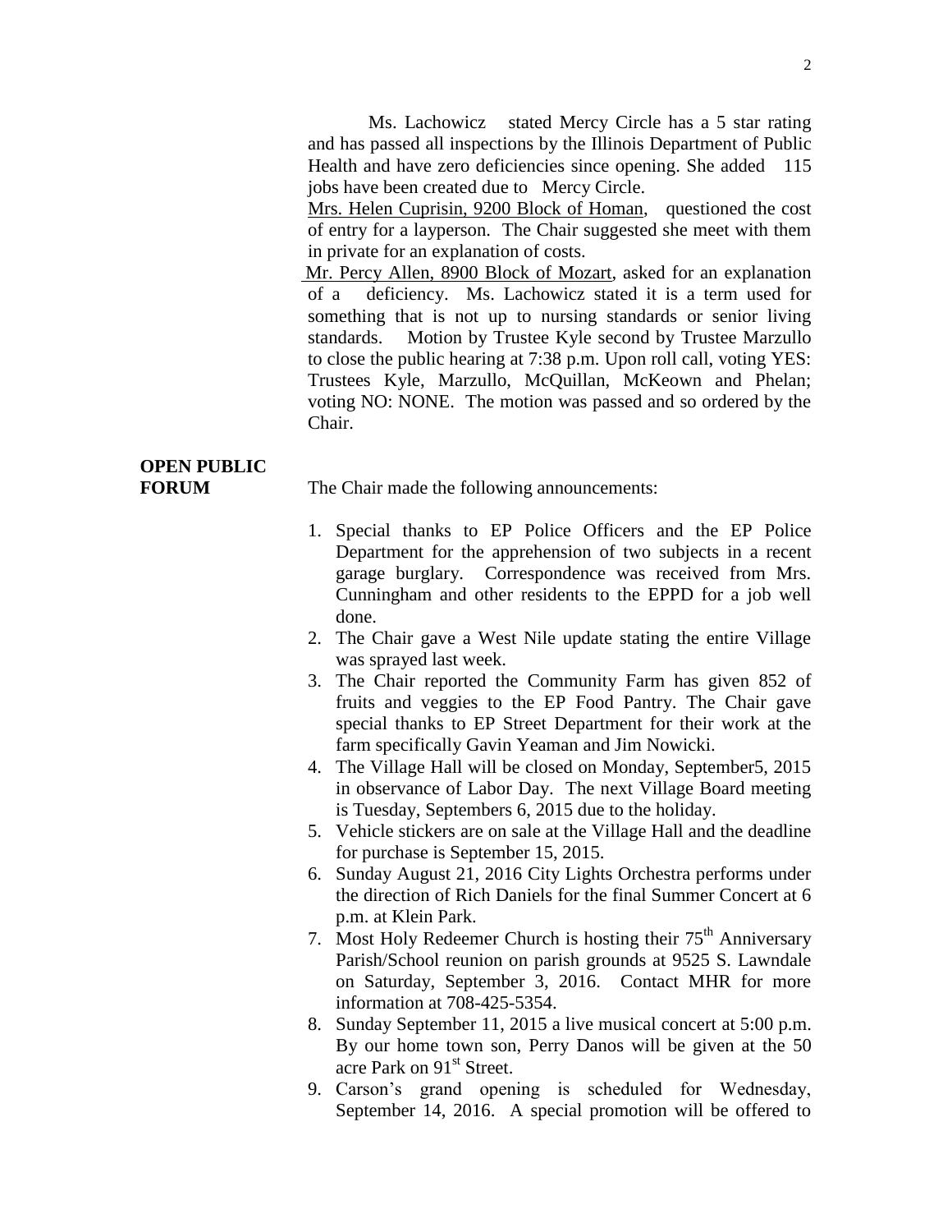Ms. Lachowicz stated Mercy Circle has a 5 star rating and has passed all inspections by the Illinois Department of Public Health and have zero deficiencies since opening. She added 115 jobs have been created due to Mercy Circle.

Mrs. Helen Cuprisin, 9200 Block of Homan, questioned the cost of entry for a layperson. The Chair suggested she meet with them in private for an explanation of costs.

Mr. Percy Allen, 8900 Block of Mozart, asked for an explanation of a deficiency. Ms. Lachowicz stated it is a term used for something that is not up to nursing standards or senior living standards. Motion by Trustee Kyle second by Trustee Marzullo to close the public hearing at 7:38 p.m. Upon roll call, voting YES: Trustees Kyle, Marzullo, McQuillan, McKeown and Phelan; voting NO: NONE. The motion was passed and so ordered by the Chair.

**OPEN PUBLIC FORUM**

The Chair made the following announcements:

1. Special thanks to EP Police Officers and the EP Police Department for the apprehension of two subjects in a recent garage burglary. Correspondence was received from Mrs. Cunningham and other residents to the EPPD for a job well done.
2. The Chair gave a West Nile update stating the entire Village was sprayed last week.
3. The Chair reported the Community Farm has given 852 of fruits and veggies to the EP Food Pantry. The Chair gave special thanks to EP Street Department for their work at the farm specifically Gavin Yeaman and Jim Nowicki.
4. The Village Hall will be closed on Monday, September5, 2015 in observance of Labor Day. The next Village Board meeting is Tuesday, Septembers 6, 2015 due to the holiday.
5. Vehicle stickers are on sale at the Village Hall and the deadline for purchase is September 15, 2015.
6. Sunday August 21, 2016 City Lights Orchestra performs under the direction of Rich Daniels for the final Summer Concert at 6 p.m. at Klein Park.
7. Most Holy Redeemer Church is hosting their 75th Anniversary Parish/School reunion on parish grounds at 9525 S. Lawndale on Saturday, September 3, 2016. Contact MHR for more information at 708-425-5354.
8. Sunday September 11, 2015 a live musical concert at 5:00 p.m. By our home town son, Perry Danos will be given at the 50 acre Park on 91st Street.
9. Carson's grand opening is scheduled for Wednesday, September 14, 2016. A special promotion will be offered to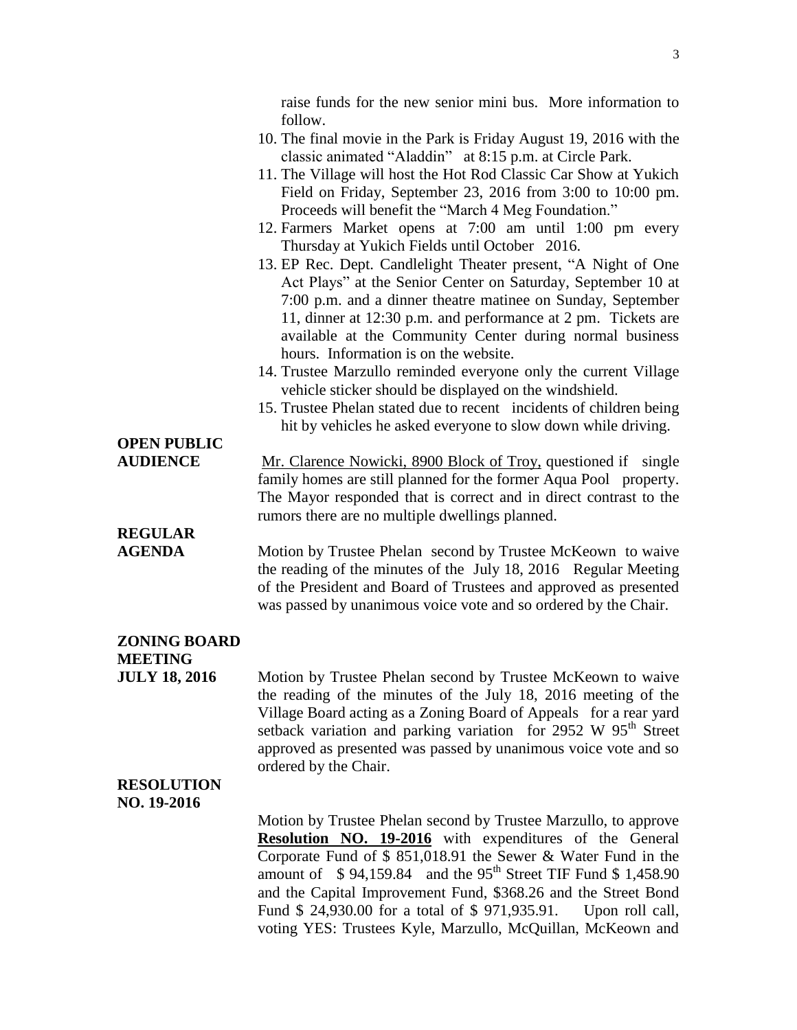raise funds for the new senior mini bus. More information to follow.

10. The final movie in the Park is Friday August 19, 2016 with the classic animated "Aladdin" at 8:15 p.m. at Circle Park.
11. The Village will host the Hot Rod Classic Car Show at Yukich Field on Friday, September 23, 2016 from 3:00 to 10:00 pm. Proceeds will benefit the "March 4 Meg Foundation."
12. Farmers Market opens at 7:00 am until 1:00 pm every Thursday at Yukich Fields until October 2016.
13. EP Rec. Dept. Candlelight Theater present, "A Night of One Act Plays" at the Senior Center on Saturday, September 10 at 7:00 p.m. and a dinner theatre matinee on Sunday, September 11, dinner at 12:30 p.m. and performance at 2 pm. Tickets are available at the Community Center during normal business hours. Information is on the website.
14. Trustee Marzullo reminded everyone only the current Village vehicle sticker should be displayed on the windshield.
15. Trustee Phelan stated due to recent incidents of children being hit by vehicles he asked everyone to slow down while driving.

**OPEN PUBLIC AUDIENCE**

Mr. Clarence Nowicki, 8900 Block of Troy, questioned if single family homes are still planned for the former Aqua Pool property. The Mayor responded that is correct and in direct contrast to the rumors there are no multiple dwellings planned.

**REGULAR AGENDA**

Motion by Trustee Phelan second by Trustee McKeown to waive the reading of the minutes of the July 18, 2016 Regular Meeting of the President and Board of Trustees and approved as presented was passed by unanimous voice vote and so ordered by the Chair.

**ZONING BOARD MEETING JULY 18, 2016**

Motion by Trustee Phelan second by Trustee McKeown to waive the reading of the minutes of the July 18, 2016 meeting of the Village Board acting as a Zoning Board of Appeals for a rear yard setback variation and parking variation for 2952 W 95th Street approved as presented was passed by unanimous voice vote and so ordered by the Chair.

**RESOLUTION NO. 19-2016**

Motion by Trustee Phelan second by Trustee Marzullo, to approve **Resolution NO. 19-2016** with expenditures of the General Corporate Fund of $ 851,018.91 the Sewer & Water Fund in the amount of $ 94,159.84 and the 95th Street TIF Fund $ 1,458.90 and the Capital Improvement Fund, $368.26 and the Street Bond Fund $ 24,930.00 for a total of $ 971,935.91. Upon roll call, voting YES: Trustees Kyle, Marzullo, McQuillan, McKeown and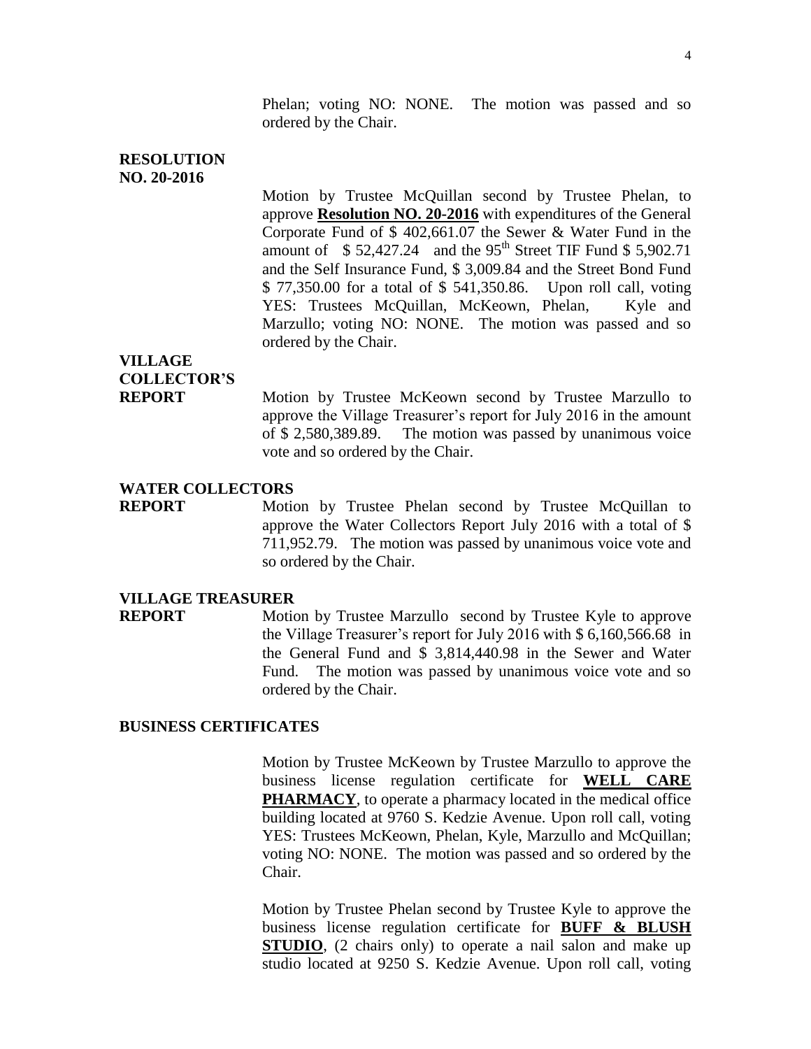Phelan; voting NO: NONE. The motion was passed and so ordered by the Chair.

**RESOLUTION NO. 20-2016**

Motion by Trustee McQuillan second by Trustee Phelan, to approve **Resolution NO. 20-2016** with expenditures of the General Corporate Fund of \$ 402,661.07 the Sewer & Water Fund in the amount of \$ 52,427.24 and the 95th Street TIF Fund \$ 5,902.71 and the Self Insurance Fund, \$ 3,009.84 and the Street Bond Fund \$ 77,350.00 for a total of \$ 541,350.86. Upon roll call, voting YES: Trustees McQuillan, McKeown, Phelan, Kyle and Marzullo; voting NO: NONE. The motion was passed and so ordered by the Chair.

**VILLAGE COLLECTOR'S REPORT**

Motion by Trustee McKeown second by Trustee Marzullo to approve the Village Treasurer's report for July 2016 in the amount of \$ 2,580,389.89. The motion was passed by unanimous voice vote and so ordered by the Chair.

**WATER COLLECTORS REPORT**

Motion by Trustee Phelan second by Trustee McQuillan to approve the Water Collectors Report July 2016 with a total of \$ 711,952.79. The motion was passed by unanimous voice vote and so ordered by the Chair.

**VILLAGE TREASURER REPORT**

Motion by Trustee Marzullo second by Trustee Kyle to approve the Village Treasurer's report for July 2016 with \$ 6,160,566.68 in the General Fund and \$ 3,814,440.98 in the Sewer and Water Fund. The motion was passed by unanimous voice vote and so ordered by the Chair.

**BUSINESS CERTIFICATES**

Motion by Trustee McKeown by Trustee Marzullo to approve the business license regulation certificate for **WELL CARE PHARMACY**, to operate a pharmacy located in the medical office building located at 9760 S. Kedzie Avenue. Upon roll call, voting YES: Trustees McKeown, Phelan, Kyle, Marzullo and McQuillan; voting NO: NONE. The motion was passed and so ordered by the Chair.

Motion by Trustee Phelan second by Trustee Kyle to approve the business license regulation certificate for **BUFF & BLUSH STUDIO**, (2 chairs only) to operate a nail salon and make up studio located at 9250 S. Kedzie Avenue. Upon roll call, voting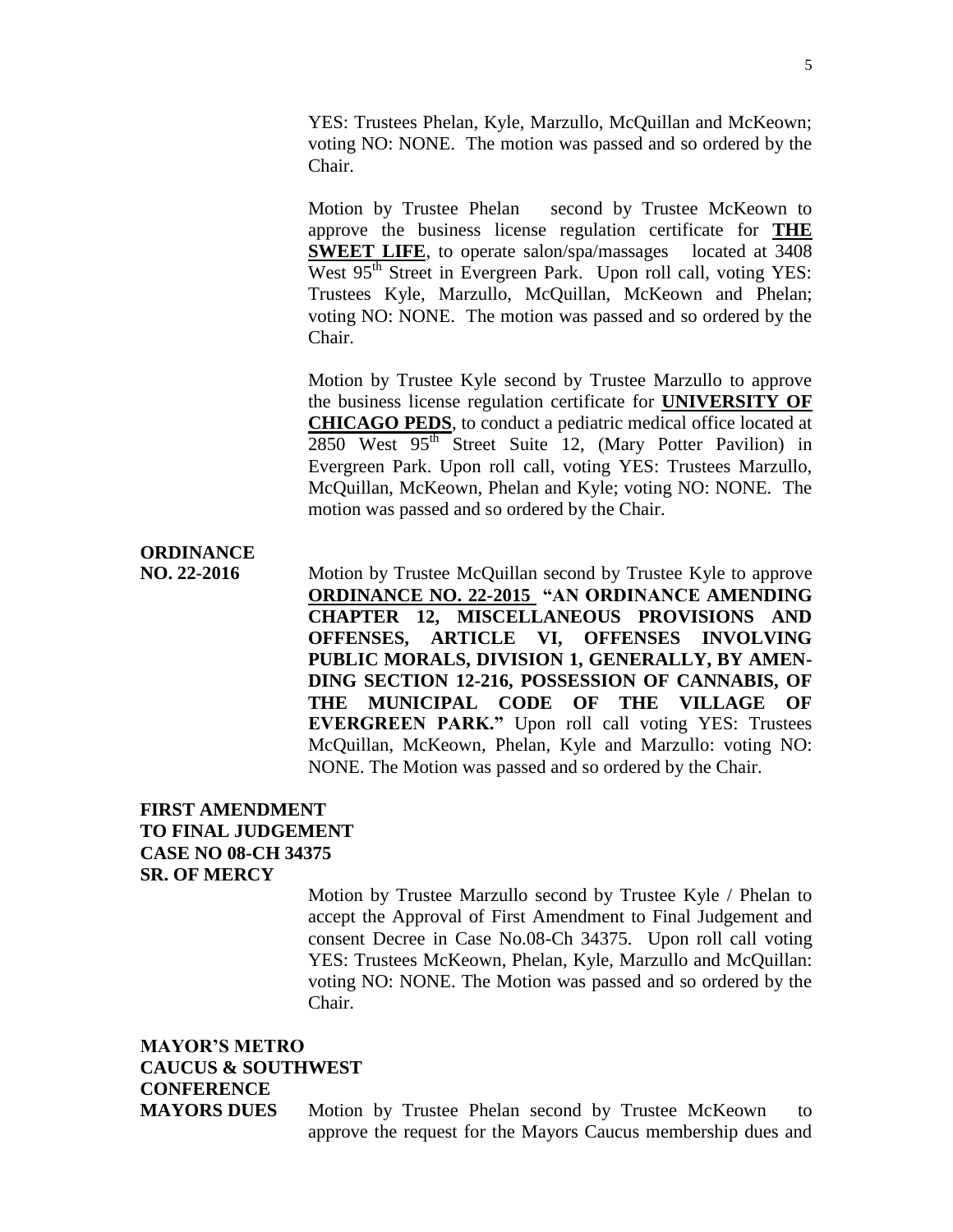YES: Trustees Phelan, Kyle, Marzullo, McQuillan and McKeown; voting NO: NONE. The motion was passed and so ordered by the Chair.

Motion by Trustee Phelan second by Trustee McKeown to approve the business license regulation certificate for **THE SWEET LIFE**, to operate salon/spa/massages located at 3408 West 95th Street in Evergreen Park. Upon roll call, voting YES: Trustees Kyle, Marzullo, McQuillan, McKeown and Phelan; voting NO: NONE. The motion was passed and so ordered by the Chair.

Motion by Trustee Kyle second by Trustee Marzullo to approve the business license regulation certificate for **UNIVERSITY OF CHICAGO PEDS**, to conduct a pediatric medical office located at 2850 West 95th Street Suite 12, (Mary Potter Pavilion) in Evergreen Park. Upon roll call, voting YES: Trustees Marzullo, McQuillan, McKeown, Phelan and Kyle; voting NO: NONE. The motion was passed and so ordered by the Chair.

**ORDINANCE NO. 22-2016**

Motion by Trustee McQuillan second by Trustee Kyle to approve **ORDINANCE NO. 22-2015 "AN ORDINANCE AMENDING CHAPTER 12, MISCELLANEOUS PROVISIONS AND OFFENSES, ARTICLE VI, OFFENSES INVOLVING PUBLIC MORALS, DIVISION 1, GENERALLY, BY AMENDING SECTION 12-216, POSSESSION OF CANNABIS, OF THE MUNICIPAL CODE OF THE VILLAGE OF EVERGREEN PARK."** Upon roll call voting YES: Trustees McQuillan, McKeown, Phelan, Kyle and Marzullo: voting NO: NONE. The Motion was passed and so ordered by the Chair.

**FIRST AMENDMENT TO FINAL JUDGEMENT CASE NO 08-CH 34375 SR. OF MERCY**

Motion by Trustee Marzullo second by Trustee Kyle / Phelan to accept the Approval of First Amendment to Final Judgement and consent Decree in Case No.08-Ch 34375. Upon roll call voting YES: Trustees McKeown, Phelan, Kyle, Marzullo and McQuillan: voting NO: NONE. The Motion was passed and so ordered by the Chair.

**MAYOR'S METRO CAUCUS & SOUTHWEST CONFERENCE MAYORS DUES**

Motion by Trustee Phelan second by Trustee McKeown to approve the request for the Mayors Caucus membership dues and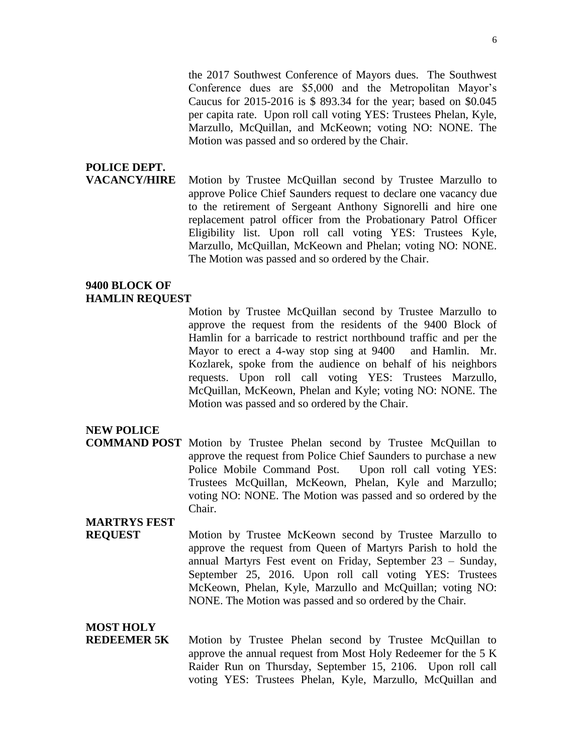the 2017 Southwest Conference of Mayors dues. The Southwest Conference dues are $5,000 and the Metropolitan Mayor's Caucus for 2015-2016 is $ 893.34 for the year; based on $0.045 per capita rate. Upon roll call voting YES: Trustees Phelan, Kyle, Marzullo, McQuillan, and McKeown; voting NO: NONE. The Motion was passed and so ordered by the Chair.

**POLICE DEPT. VACANCY/HIRE**

Motion by Trustee McQuillan second by Trustee Marzullo to approve Police Chief Saunders request to declare one vacancy due to the retirement of Sergeant Anthony Signorelli and hire one replacement patrol officer from the Probationary Patrol Officer Eligibility list. Upon roll call voting YES: Trustees Kyle, Marzullo, McQuillan, McKeown and Phelan; voting NO: NONE. The Motion was passed and so ordered by the Chair.

**9400 BLOCK OF HAMLIN REQUEST**

Motion by Trustee McQuillan second by Trustee Marzullo to approve the request from the residents of the 9400 Block of Hamlin for a barricade to restrict northbound traffic and per the Mayor to erect a 4-way stop sing at 9400 and Hamlin. Mr. Kozlarek, spoke from the audience on behalf of his neighbors requests. Upon roll call voting YES: Trustees Marzullo, McQuillan, McKeown, Phelan and Kyle; voting NO: NONE. The Motion was passed and so ordered by the Chair.

**NEW POLICE COMMAND POST**

Motion by Trustee Phelan second by Trustee McQuillan to approve the request from Police Chief Saunders to purchase a new Police Mobile Command Post. Upon roll call voting YES: Trustees McQuillan, McKeown, Phelan, Kyle and Marzullo; voting NO: NONE. The Motion was passed and so ordered by the Chair.

**MARTRYS FEST REQUEST**

Motion by Trustee McKeown second by Trustee Marzullo to approve the request from Queen of Martyrs Parish to hold the annual Martyrs Fest event on Friday, September 23 – Sunday, September 25, 2016. Upon roll call voting YES: Trustees McKeown, Phelan, Kyle, Marzullo and McQuillan; voting NO: NONE. The Motion was passed and so ordered by the Chair.

**MOST HOLY REDEEMER 5K**

Motion by Trustee Phelan second by Trustee McQuillan to approve the annual request from Most Holy Redeemer for the 5 K Raider Run on Thursday, September 15, 2106. Upon roll call voting YES: Trustees Phelan, Kyle, Marzullo, McQuillan and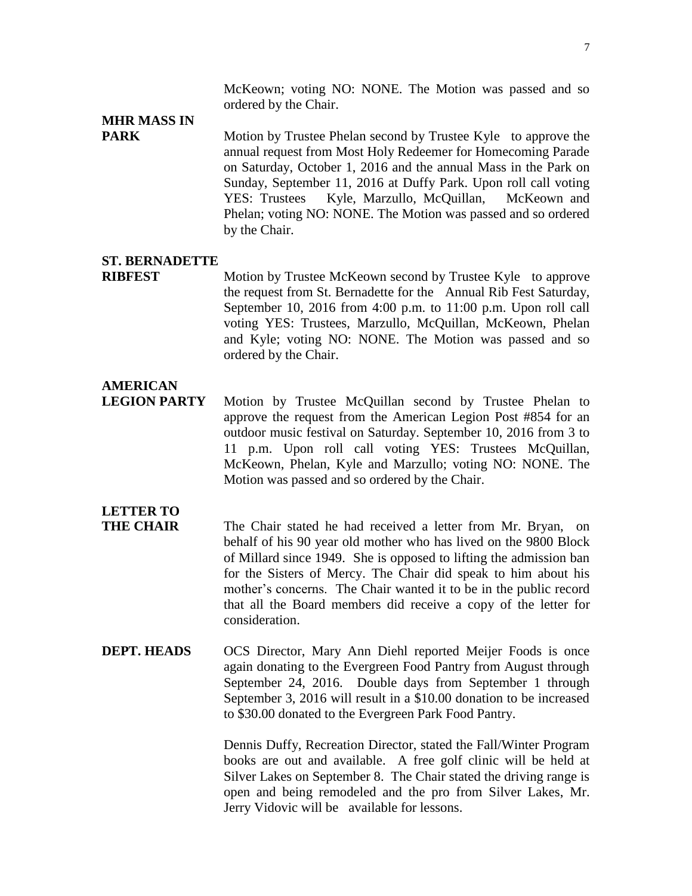McKeown; voting NO: NONE. The Motion was passed and so ordered by the Chair.

**MHR MASS IN PARK**

Motion by Trustee Phelan second by Trustee Kyle to approve the annual request from Most Holy Redeemer for Homecoming Parade on Saturday, October 1, 2016 and the annual Mass in the Park on Sunday, September 11, 2016 at Duffy Park. Upon roll call voting YES: Trustees Kyle, Marzullo, McQuillan, McKeown and Phelan; voting NO: NONE. The Motion was passed and so ordered by the Chair.

**ST. BERNADETTE RIBFEST**

Motion by Trustee McKeown second by Trustee Kyle to approve the request from St. Bernadette for the Annual Rib Fest Saturday, September 10, 2016 from 4:00 p.m. to 11:00 p.m. Upon roll call voting YES: Trustees, Marzullo, McQuillan, McKeown, Phelan and Kyle; voting NO: NONE. The Motion was passed and so ordered by the Chair.

**AMERICAN LEGION PARTY**

Motion by Trustee McQuillan second by Trustee Phelan to approve the request from the American Legion Post #854 for an outdoor music festival on Saturday. September 10, 2016 from 3 to 11 p.m. Upon roll call voting YES: Trustees McQuillan, McKeown, Phelan, Kyle and Marzullo; voting NO: NONE. The Motion was passed and so ordered by the Chair.

**LETTER TO THE CHAIR**

The Chair stated he had received a letter from Mr. Bryan, on behalf of his 90 year old mother who has lived on the 9800 Block of Millard since 1949. She is opposed to lifting the admission ban for the Sisters of Mercy. The Chair did speak to him about his mother's concerns. The Chair wanted it to be in the public record that all the Board members did receive a copy of the letter for consideration.

**DEPT. HEADS**

OCS Director, Mary Ann Diehl reported Meijer Foods is once again donating to the Evergreen Food Pantry from August through September 24, 2016. Double days from September 1 through September 3, 2016 will result in a $10.00 donation to be increased to $30.00 donated to the Evergreen Park Food Pantry.

Dennis Duffy, Recreation Director, stated the Fall/Winter Program books are out and available. A free golf clinic will be held at Silver Lakes on September 8. The Chair stated the driving range is open and being remodeled and the pro from Silver Lakes, Mr. Jerry Vidovic will be available for lessons.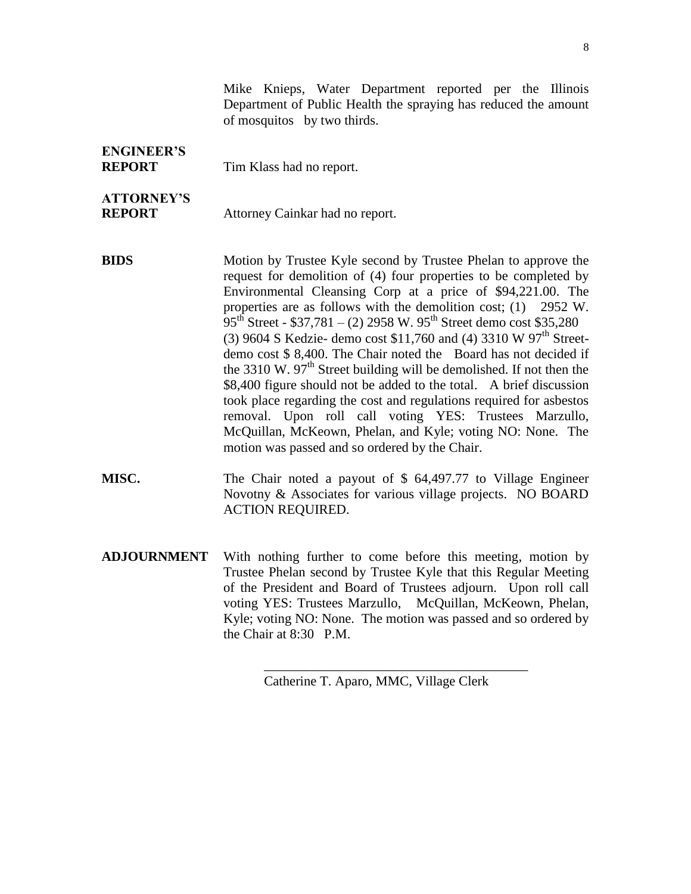Mike Knieps, Water Department reported per the Illinois Department of Public Health the spraying has reduced the amount of mosquitos by two thirds.

**ENGINEER'S REPORT** Tim Klass had no report.

**ATTORNEY'S REPORT** Attorney Cainkar had no report.

**BIDS** Motion by Trustee Kyle second by Trustee Phelan to approve the request for demolition of (4) four properties to be completed by Environmental Cleansing Corp at a price of $94,221.00. The properties are as follows with the demolition cost; (1) 2952 W. 95th Street - $37,781 – (2) 2958 W. 95th Street demo cost $35,280 (3) 9604 S Kedzie- demo cost $11,760 and (4) 3310 W 97th Street-demo cost $ 8,400. The Chair noted the Board has not decided if the 3310 W. 97th Street building will be demolished. If not then the $8,400 figure should not be added to the total. A brief discussion took place regarding the cost and regulations required for asbestos removal. Upon roll call voting YES: Trustees Marzullo, McQuillan, McKeown, Phelan, and Kyle; voting NO: None. The motion was passed and so ordered by the Chair.

**MISC.** The Chair noted a payout of $ 64,497.77 to Village Engineer Novotny & Associates for various village projects. NO BOARD ACTION REQUIRED.

**ADJOURNMENT** With nothing further to come before this meeting, motion by Trustee Phelan second by Trustee Kyle that this Regular Meeting of the President and Board of Trustees adjourn. Upon roll call voting YES: Trustees Marzullo, McQuillan, McKeown, Phelan, Kyle; voting NO: None. The motion was passed and so ordered by the Chair at 8:30 P.M.

\_\_\_\_\_\_\_\_\_\_\_\_\_\_\_\_\_\_\_\_\_\_\_\_\_\_\_\_\_\_\_\_\_\_\_\_\_\_\_\_

Catherine T. Aparo, MMC, Village Clerk